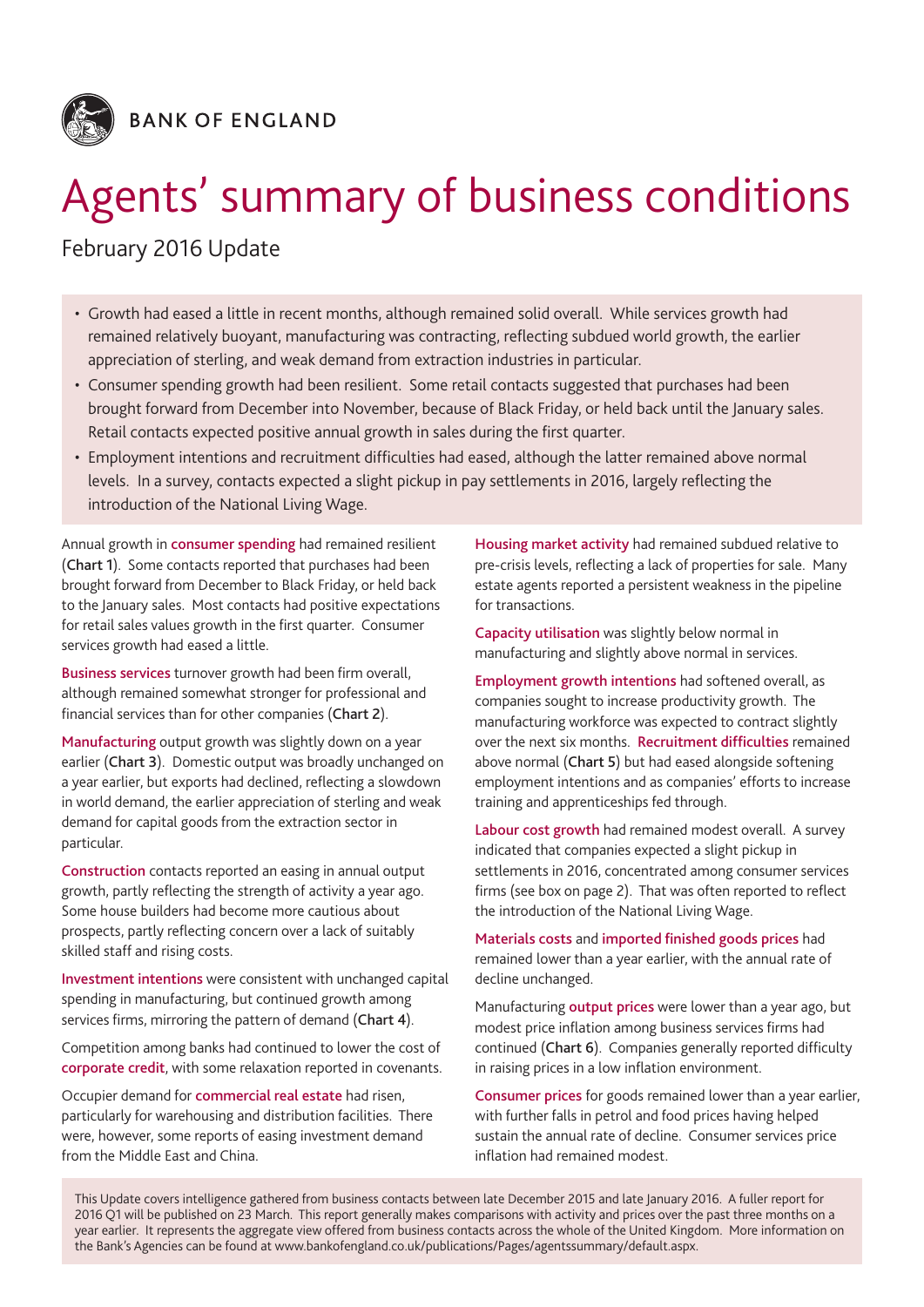BANK OF ENGLAND

# Agents' summary of business conditions

February 2016 Update

- Growth had eased a little in recent months, although remained solid overall. While services growth had remained relatively buoyant, manufacturing was contracting, reflecting subdued world growth, the earlier appreciation of sterling, and weak demand from extraction industries in particular.
- Consumer spending growth had been resilient. Some retail contacts suggested that purchases had been brought forward from December into November, because of Black Friday, or held back until the January sales. Retail contacts expected positive annual growth in sales during the first quarter.
- Employment intentions and recruitment difficulties had eased, although the latter remained above normal levels. In a survey, contacts expected a slight pickup in pay settlements in 2016, largely reflecting the introduction of the National Living Wage.

Annual growth in **consumer spending** had remained resilient (**Chart 1**). Some contacts reported that purchases had been brought forward from December to Black Friday, or held back to the January sales. Most contacts had positive expectations for retail sales values growth in the first quarter. Consumer services growth had eased a little.

**Business services** turnover growth had been firm overall, although remained somewhat stronger for professional and financial services than for other companies (**Chart 2**).

**Manufacturing** output growth was slightly down on a year earlier (**Chart 3**). Domestic output was broadly unchanged on a year earlier, but exports had declined, reflecting a slowdown in world demand, the earlier appreciation of sterling and weak demand for capital goods from the extraction sector in particular.

**Construction** contacts reported an easing in annual output growth, partly reflecting the strength of activity a year ago. Some house builders had become more cautious about prospects, partly reflecting concern over a lack of suitably skilled staff and rising costs.

**Investment intentions** were consistent with unchanged capital spending in manufacturing, but continued growth among services firms, mirroring the pattern of demand (**Chart 4**).

Competition among banks had continued to lower the cost of **corporate credit**, with some relaxation reported in covenants.

Occupier demand for **commercial real estate** had risen, particularly for warehousing and distribution facilities. There were, however, some reports of easing investment demand from the Middle East and China.

**Housing market activity** had remained subdued relative to pre-crisis levels, reflecting a lack of properties for sale. Many estate agents reported a persistent weakness in the pipeline for transactions.

**Capacity utilisation** was slightly below normal in manufacturing and slightly above normal in services.

**Employment growth intentions** had softened overall, as companies sought to increase productivity growth. The manufacturing workforce was expected to contract slightly over the next six months. **Recruitment difficulties** remained above normal (**Chart 5**) but had eased alongside softening employment intentions and as companies' efforts to increase training and apprenticeships fed through.

**Labour cost growth** had remained modest overall. A survey indicated that companies expected a slight pickup in settlements in 2016, concentrated among consumer services firms (see box on page 2). That was often reported to reflect the introduction of the National Living Wage.

**Materials costs** and **imported finished goods prices** had remained lower than a year earlier, with the annual rate of decline unchanged.

Manufacturing **output prices** were lower than a year ago, but modest price inflation among business services firms had continued (**Chart 6**). Companies generally reported difficulty in raising prices in a low inflation environment.

**Consumer prices** for goods remained lower than a year earlier, with further falls in petrol and food prices having helped sustain the annual rate of decline. Consumer services price inflation had remained modest.

This Update covers intelligence gathered from business contacts between late December 2015 and late January 2016. A fuller report for 2016 Q1 will be published on 23 March. This report generally makes comparisons with activity and prices over the past three months on a year earlier. It represents the aggregate view offered from business contacts across the whole of the United Kingdom. More information on the Bank's Agencies can be found at www.bankofengland.co.uk/publications/Pages/agentssummary/default.aspx.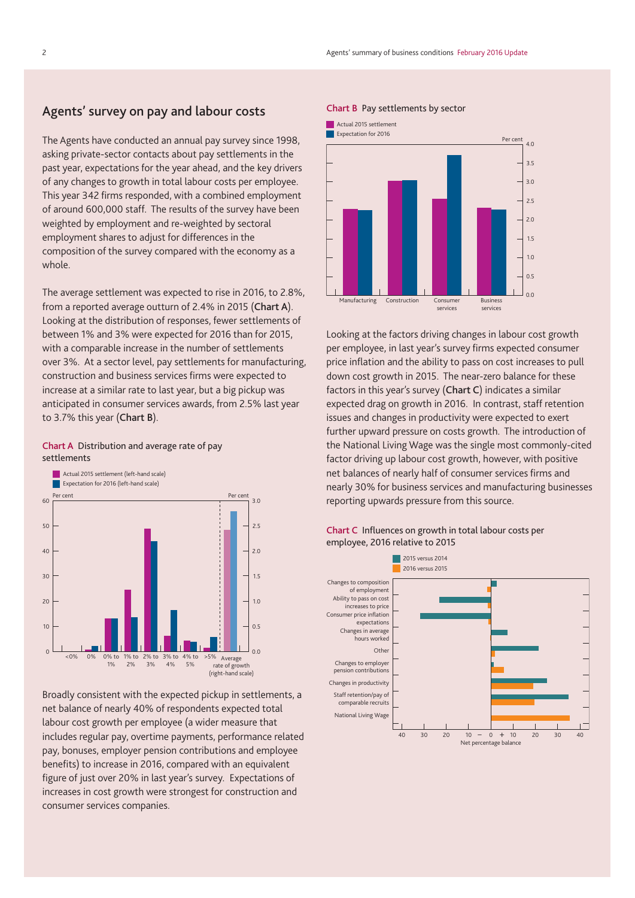## Agents' survey on pay and labour costs

The Agents have conducted an annual pay survey since 1998, asking private-sector contacts about pay settlements in the past year, expectations for the year ahead, and the key drivers of any changes to growth in total labour costs per employee. This year 342 firms responded, with a combined employment of around 600,000 staff. The results of the survey have been weighted by employment and re-weighted by sectoral employment shares to adjust for differences in the composition of the survey compared with the economy as a whole.

The average settlement was expected to rise in 2016, to 2.8%, from a reported average outturn of 2.4% in 2015 (**Chart A**). Looking at the distribution of responses, fewer settlements of between 1% and 3% were expected for 2016 than for 2015, with a comparable increase in the number of settlements over 3%. At a sector level, pay settlements for manufacturing, construction and business services firms were expected to increase at a similar rate to last year, but a big pickup was anticipated in consumer services awards, from 2.5% last year to 3.7% this year (**Chart B**).

**Chart A** Distribution and average rate of pay settlements

**Chart B** Pay settlements by sector

Broadly consistent with the expected pickup in settlements, a net balance of nearly 40% of respondents expected total labour cost growth per employee (a wider measure that includes regular pay, overtime payments, performance related pay, bonuses, employer pension contributions and employee benefits) to increase in 2016, compared with an equivalent figure of just over 20% in last year's survey. Expectations of increases in cost growth were strongest for construction and consumer services companies.

Looking at the factors driving changes in labour cost growth per employee, in last year's survey firms expected consumer price inflation and the ability to pass on cost increases to pull down cost growth in 2015. The near-zero balance for these factors in this year's survey (**Chart C**) indicates a similar expected drag on growth in 2016. In contrast, staff retention issues and changes in productivity were expected to exert further upward pressure on costs growth. The introduction of the National Living Wage was the single most commonly-cited factor driving up labour cost growth, however, with positive net balances of nearly half of consumer services firms and nearly 30% for business services and manufacturing businesses reporting upwards pressure from this source.

**Chart C** Influences on growth in total labour costs per employee, 2016 relative to 2015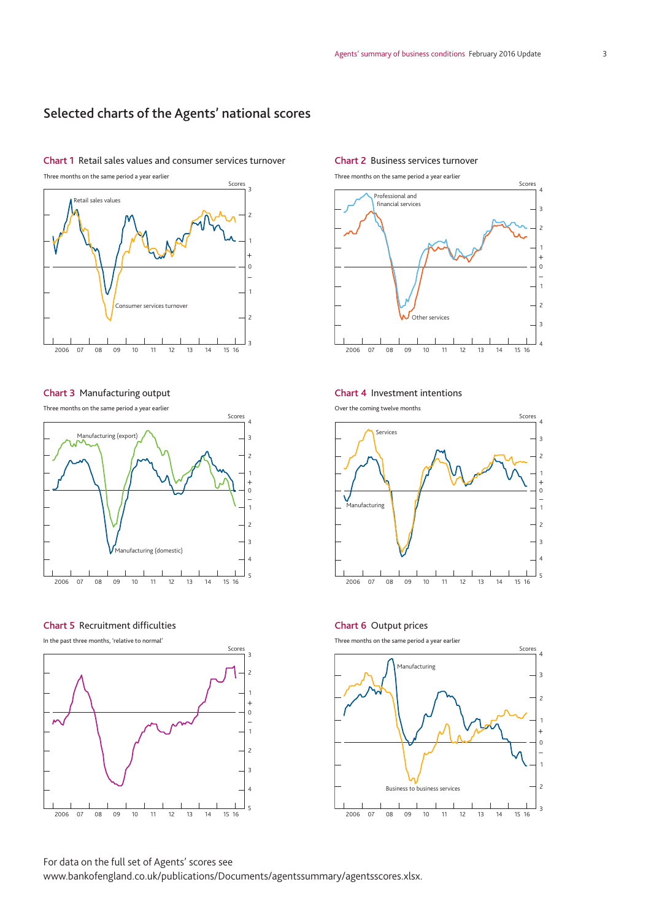## Selected charts of the Agents' national scores

**Chart 1** Retail sales values and consumer services turnover

Three months on the same period a year earlier

Scores

Retail sales values

Consumer services turnover

3
2
1
+
0
–
1
2
3

2006 07 08 09 10 11 12 13 14 15 16

**Chart 2** Business services turnover

Three months on the same period a year earlier

Scores

Professional and financial services

Other services

4
3
2
1
+
0
–
1
2
3
4

2006 07 08 09 10 11 12 13 14 15 16

**Chart 3** Manufacturing output

Three months on the same period a year earlier

Scores

Manufacturing (export)

Manufacturing (domestic)

4
3
2
1
+
0
–
1
2
3
4
5

2006 07 08 09 10 11 12 13 14 15 16

**Chart 4** Investment intentions

Over the coming twelve months

Scores

Services

Manufacturing

4
3
2
1
+
0
–
1
2
3
4
5

2006 07 08 09 10 11 12 13 14 15 16

**Chart 5** Recruitment difficulties

In the past three months, 'relative to normal'

Scores

3
2
1
+
0
–
1
2
3
4
5

2006 07 08 09 10 11 12 13 14 15 16

**Chart 6** Output prices

Three months on the same period a year earlier

Scores

Manufacturing

Business to business services

4
3
2
1
+
0
–
1
2
3

2006 07 08 09 10 11 12 13 14 15 16

For data on the full set of Agents' scores see www.bankofengland.co.uk/publications/Documents/agentssummary/agentsscores.xlsx.